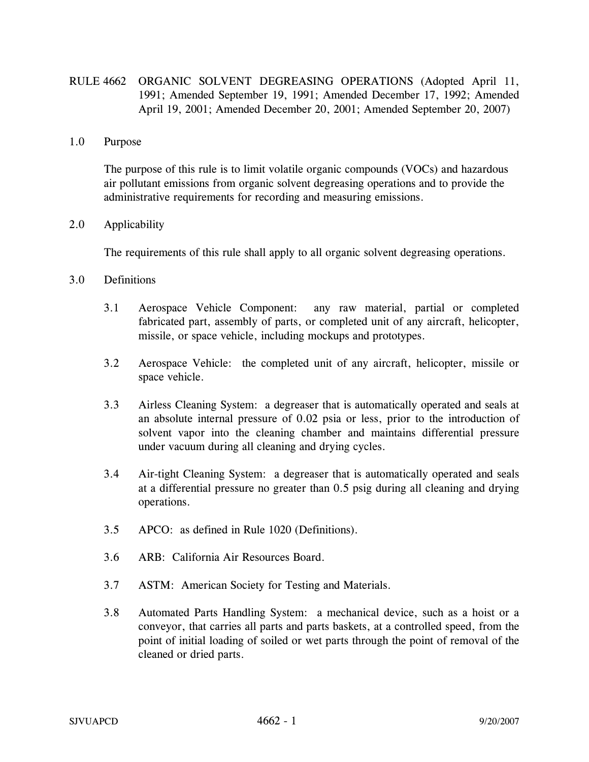# RULE 4662 ORGANIC SOLVENT DEGREASING OPERATIONS (Adopted April 11, 1991; Amended September 19, 1991; Amended December 17, 1992; Amended April 19, 2001; Amended December 20, 2001; Amended September 20, 2007)

## 1.0 Purpose

The purpose of this rule is to limit volatile organic compounds (VOCs) and hazardous air pollutant emissions from organic solvent degreasing operations and to provide the administrative requirements for recording and measuring emissions.

## 2.0 Applicability

The requirements of this rule shall apply to all organic solvent degreasing operations.

## 3.0 Definitions

3.1 Aerospace Vehicle Component: any raw material, partial or completed fabricated part, assembly of parts, or completed unit of any aircraft, helicopter, missile, or space vehicle, including mockups and prototypes.

3.2 Aerospace Vehicle: the completed unit of any aircraft, helicopter, missile or space vehicle.

3.3 Airless Cleaning System: a degreaser that is automatically operated and seals at an absolute internal pressure of 0.02 psia or less, prior to the introduction of solvent vapor into the cleaning chamber and maintains differential pressure under vacuum during all cleaning and drying cycles.

3.4 Air-tight Cleaning System: a degreaser that is automatically operated and seals at a differential pressure no greater than 0.5 psig during all cleaning and drying operations.

3.5 APCO: as defined in Rule 1020 (Definitions).

3.6 ARB: California Air Resources Board.

3.7 ASTM: American Society for Testing and Materials.

3.8 Automated Parts Handling System: a mechanical device, such as a hoist or a conveyor, that carries all parts and parts baskets, at a controlled speed, from the point of initial loading of soiled or wet parts through the point of removal of the cleaned or dried parts.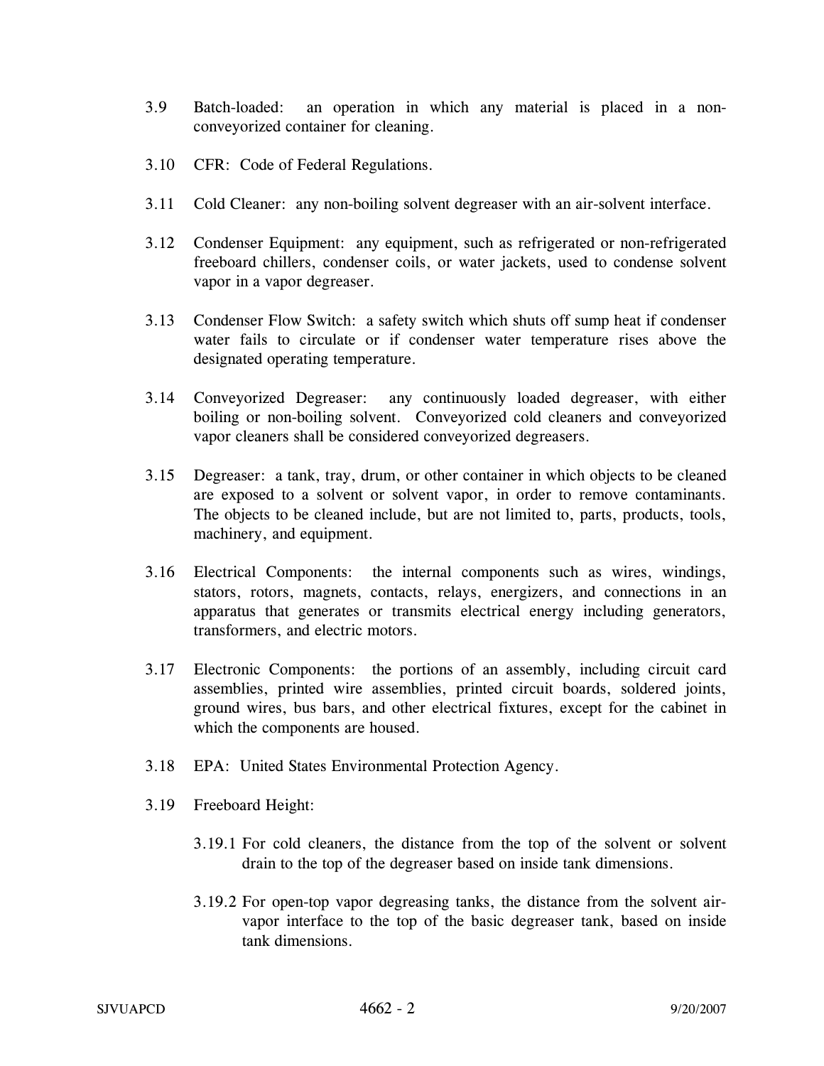3.9 Batch-loaded: an operation in which any material is placed in a non-conveyorized container for cleaning.

3.10 CFR: Code of Federal Regulations.

3.11 Cold Cleaner: any non-boiling solvent degreaser with an air-solvent interface.

3.12 Condenser Equipment: any equipment, such as refrigerated or non-refrigerated freeboard chillers, condenser coils, or water jackets, used to condense solvent vapor in a vapor degreaser.

3.13 Condenser Flow Switch: a safety switch which shuts off sump heat if condenser water fails to circulate or if condenser water temperature rises above the designated operating temperature.

3.14 Conveyorized Degreaser: any continuously loaded degreaser, with either boiling or non-boiling solvent. Conveyorized cold cleaners and conveyorized vapor cleaners shall be considered conveyorized degreasers.

3.15 Degreaser: a tank, tray, drum, or other container in which objects to be cleaned are exposed to a solvent or solvent vapor, in order to remove contaminants. The objects to be cleaned include, but are not limited to, parts, products, tools, machinery, and equipment.

3.16 Electrical Components: the internal components such as wires, windings, stators, rotors, magnets, contacts, relays, energizers, and connections in an apparatus that generates or transmits electrical energy including generators, transformers, and electric motors.

3.17 Electronic Components: the portions of an assembly, including circuit card assemblies, printed wire assemblies, printed circuit boards, soldered joints, ground wires, bus bars, and other electrical fixtures, except for the cabinet in which the components are housed.

3.18 EPA: United States Environmental Protection Agency.

3.19 Freeboard Height:

3.19.1 For cold cleaners, the distance from the top of the solvent or solvent drain to the top of the degreaser based on inside tank dimensions.

3.19.2 For open-top vapor degreasing tanks, the distance from the solvent air-vapor interface to the top of the basic degreaser tank, based on inside tank dimensions.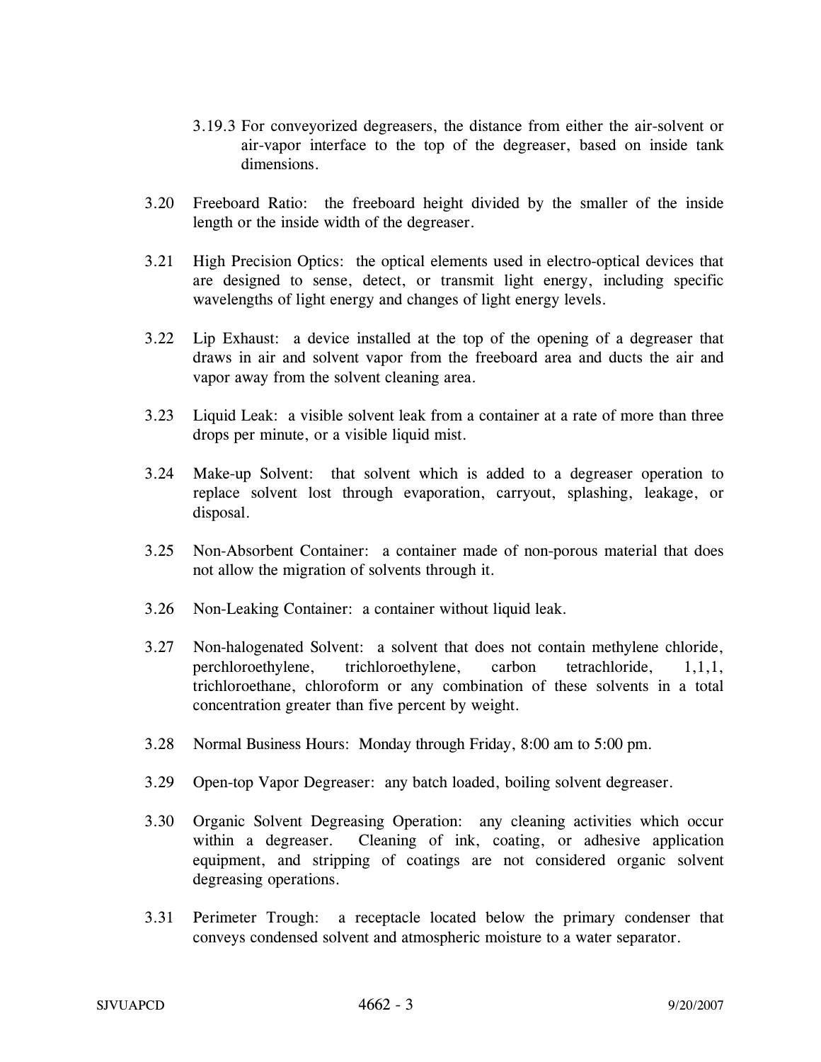3.19.3 For conveyorized degreasers, the distance from either the air-solvent or air-vapor interface to the top of the degreaser, based on inside tank dimensions.

3.20 Freeboard Ratio: the freeboard height divided by the smaller of the inside length or the inside width of the degreaser.

3.21 High Precision Optics: the optical elements used in electro-optical devices that are designed to sense, detect, or transmit light energy, including specific wavelengths of light energy and changes of light energy levels.

3.22 Lip Exhaust: a device installed at the top of the opening of a degreaser that draws in air and solvent vapor from the freeboard area and ducts the air and vapor away from the solvent cleaning area.

3.23 Liquid Leak: a visible solvent leak from a container at a rate of more than three drops per minute, or a visible liquid mist.

3.24 Make-up Solvent: that solvent which is added to a degreaser operation to replace solvent lost through evaporation, carryout, splashing, leakage, or disposal.

3.25 Non-Absorbent Container: a container made of non-porous material that does not allow the migration of solvents through it.

3.26 Non-Leaking Container: a container without liquid leak.

3.27 Non-halogenated Solvent: a solvent that does not contain methylene chloride, perchloroethylene, trichloroethylene, carbon tetrachloride, 1,1,1, trichloroethane, chloroform or any combination of these solvents in a total concentration greater than five percent by weight.

3.28 Normal Business Hours: Monday through Friday, 8:00 am to 5:00 pm.

3.29 Open-top Vapor Degreaser: any batch loaded, boiling solvent degreaser.

3.30 Organic Solvent Degreasing Operation: any cleaning activities which occur within a degreaser. Cleaning of ink, coating, or adhesive application equipment, and stripping of coatings are not considered organic solvent degreasing operations.

3.31 Perimeter Trough: a receptacle located below the primary condenser that conveys condensed solvent and atmospheric moisture to a water separator.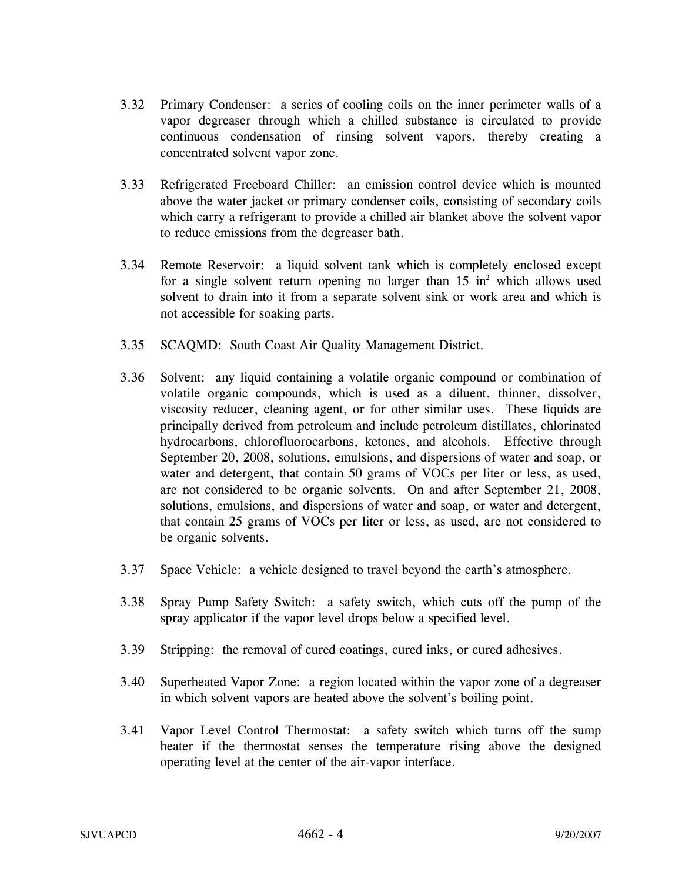3.32 Primary Condenser: a series of cooling coils on the inner perimeter walls of a vapor degreaser through which a chilled substance is circulated to provide continuous condensation of rinsing solvent vapors, thereby creating a concentrated solvent vapor zone.

3.33 Refrigerated Freeboard Chiller: an emission control device which is mounted above the water jacket or primary condenser coils, consisting of secondary coils which carry a refrigerant to provide a chilled air blanket above the solvent vapor to reduce emissions from the degreaser bath.

3.34 Remote Reservoir: a liquid solvent tank which is completely enclosed except for a single solvent return opening no larger than 15 $in^2$ which allows used solvent to drain into it from a separate solvent sink or work area and which is not accessible for soaking parts.

3.35 SCAQMD: South Coast Air Quality Management District.

3.36 Solvent: any liquid containing a volatile organic compound or combination of volatile organic compounds, which is used as a diluent, thinner, dissolver, viscosity reducer, cleaning agent, or for other similar uses. These liquids are principally derived from petroleum and include petroleum distillates, chlorinated hydrocarbons, chlorofluorocarbons, ketones, and alcohols. Effective through September 20, 2008, solutions, emulsions, and dispersions of water and soap, or water and detergent, that contain 50 grams of VOCs per liter or less, as used, are not considered to be organic solvents. On and after September 21, 2008, solutions, emulsions, and dispersions of water and soap, or water and detergent, that contain 25 grams of VOCs per liter or less, as used, are not considered to be organic solvents.

3.37 Space Vehicle: a vehicle designed to travel beyond the earth's atmosphere.

3.38 Spray Pump Safety Switch: a safety switch, which cuts off the pump of the spray applicator if the vapor level drops below a specified level.

3.39 Stripping: the removal of cured coatings, cured inks, or cured adhesives.

3.40 Superheated Vapor Zone: a region located within the vapor zone of a degreaser in which solvent vapors are heated above the solvent's boiling point.

3.41 Vapor Level Control Thermostat: a safety switch which turns off the sump heater if the thermostat senses the temperature rising above the designed operating level at the center of the air-vapor interface.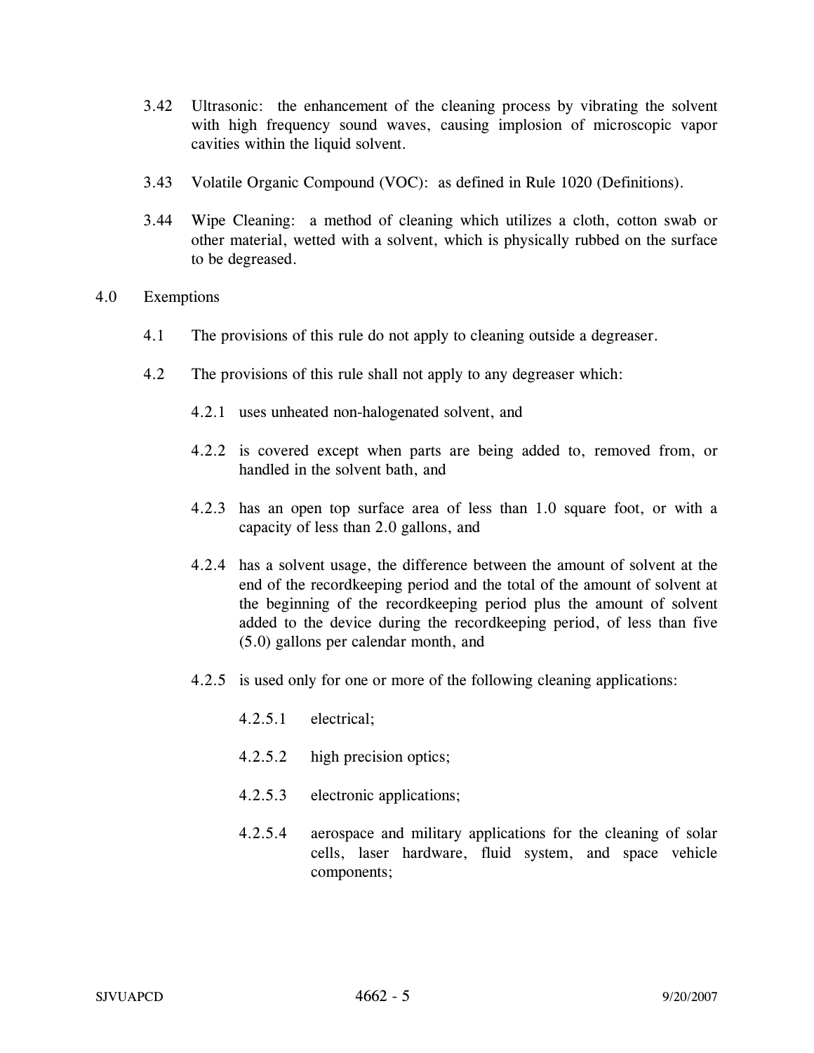3.42 Ultrasonic: the enhancement of the cleaning process by vibrating the solvent with high frequency sound waves, causing implosion of microscopic vapor cavities within the liquid solvent.

3.43 Volatile Organic Compound (VOC): as defined in Rule 1020 (Definitions).

3.44 Wipe Cleaning: a method of cleaning which utilizes a cloth, cotton swab or other material, wetted with a solvent, which is physically rubbed on the surface to be degreased.

## 4.0 Exemptions

4.1 The provisions of this rule do not apply to cleaning outside a degreaser.

4.2 The provisions of this rule shall not apply to any degreaser which:

4.2.1 uses unheated non-halogenated solvent, and

4.2.2 is covered except when parts are being added to, removed from, or handled in the solvent bath, and

4.2.3 has an open top surface area of less than 1.0 square foot, or with a capacity of less than 2.0 gallons, and

4.2.4 has a solvent usage, the difference between the amount of solvent at the end of the recordkeeping period and the total of the amount of solvent at the beginning of the recordkeeping period plus the amount of solvent added to the device during the recordkeeping period, of less than five (5.0) gallons per calendar month, and

4.2.5 is used only for one or more of the following cleaning applications:

4.2.5.1 electrical;

4.2.5.2 high precision optics;

4.2.5.3 electronic applications;

4.2.5.4 aerospace and military applications for the cleaning of solar cells, laser hardware, fluid system, and space vehicle components;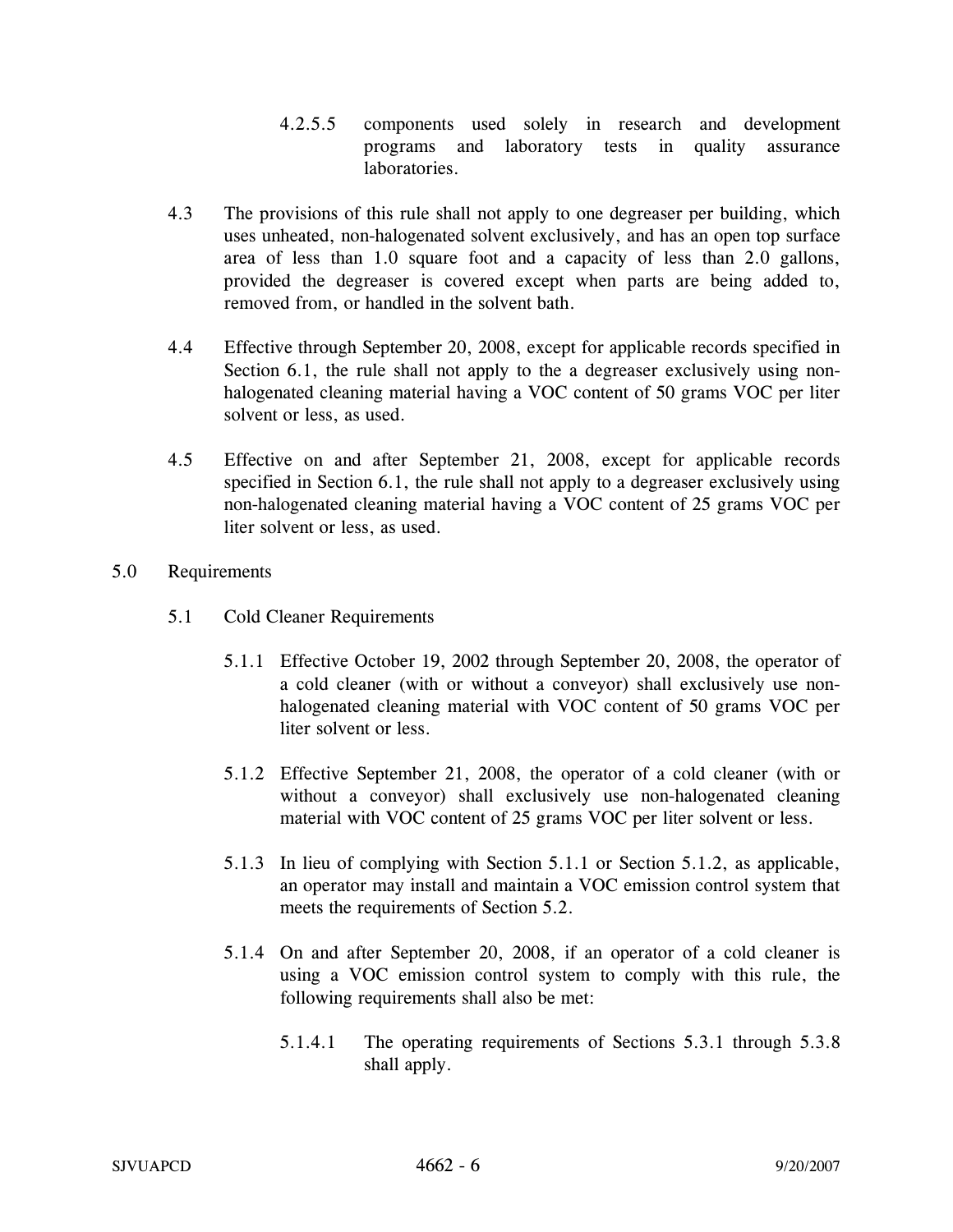4.2.5.5 components used solely in research and development programs and laboratory tests in quality assurance laboratories.

4.3 The provisions of this rule shall not apply to one degreaser per building, which uses unheated, non-halogenated solvent exclusively, and has an open top surface area of less than 1.0 square foot and a capacity of less than 2.0 gallons, provided the degreaser is covered except when parts are being added to, removed from, or handled in the solvent bath.

4.4 Effective through September 20, 2008, except for applicable records specified in Section 6.1, the rule shall not apply to the a degreaser exclusively using non-halogenated cleaning material having a VOC content of 50 grams VOC per liter solvent or less, as used.

4.5 Effective on and after September 21, 2008, except for applicable records specified in Section 6.1, the rule shall not apply to a degreaser exclusively using non-halogenated cleaning material having a VOC content of 25 grams VOC per liter solvent or less, as used.

## 5.0 Requirements

### 5.1 Cold Cleaner Requirements

5.1.1 Effective October 19, 2002 through September 20, 2008, the operator of a cold cleaner (with or without a conveyor) shall exclusively use non-halogenated cleaning material with VOC content of 50 grams VOC per liter solvent or less.

5.1.2 Effective September 21, 2008, the operator of a cold cleaner (with or without a conveyor) shall exclusively use non-halogenated cleaning material with VOC content of 25 grams VOC per liter solvent or less.

5.1.3 In lieu of complying with Section 5.1.1 or Section 5.1.2, as applicable, an operator may install and maintain a VOC emission control system that meets the requirements of Section 5.2.

5.1.4 On and after September 20, 2008, if an operator of a cold cleaner is using a VOC emission control system to comply with this rule, the following requirements shall also be met:

5.1.4.1 The operating requirements of Sections 5.3.1 through 5.3.8 shall apply.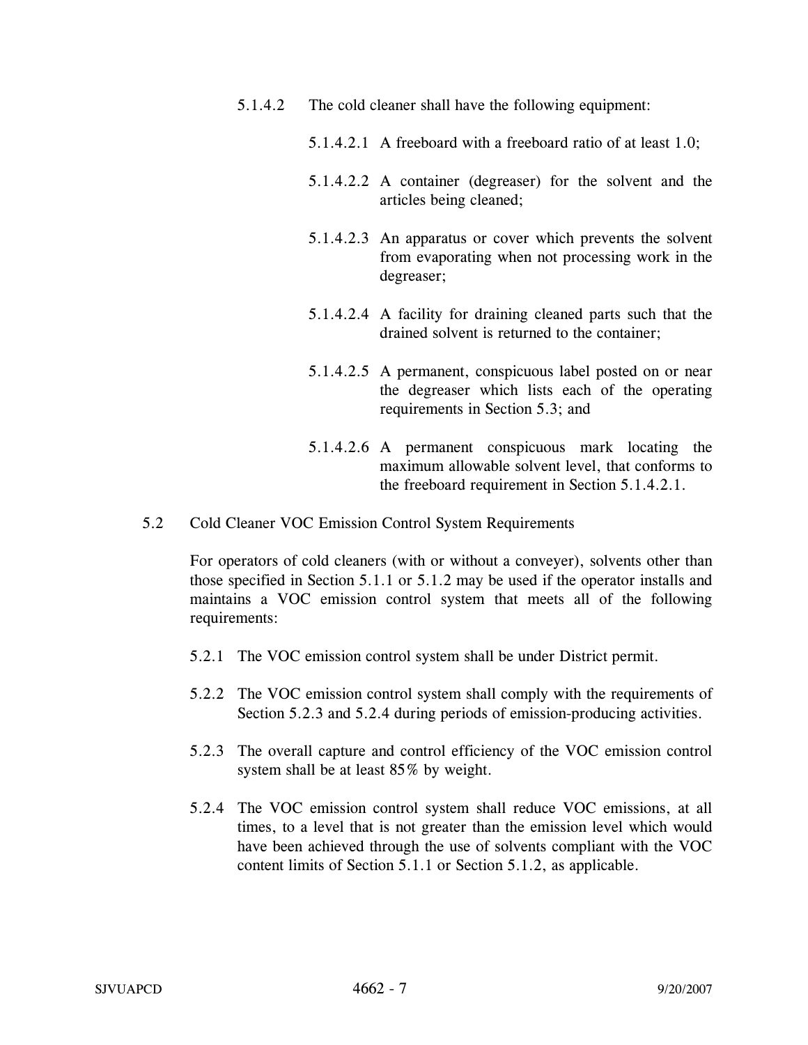5.1.4.2 The cold cleaner shall have the following equipment:

5.1.4.2.1 A freeboard with a freeboard ratio of at least 1.0;

5.1.4.2.2 A container (degreaser) for the solvent and the articles being cleaned;

5.1.4.2.3 An apparatus or cover which prevents the solvent from evaporating when not processing work in the degreaser;

5.1.4.2.4 A facility for draining cleaned parts such that the drained solvent is returned to the container;

5.1.4.2.5 A permanent, conspicuous label posted on or near the degreaser which lists each of the operating requirements in Section 5.3; and

5.1.4.2.6 A permanent conspicuous mark locating the maximum allowable solvent level, that conforms to the freeboard requirement in Section 5.1.4.2.1.

## 5.2 Cold Cleaner VOC Emission Control System Requirements

For operators of cold cleaners (with or without a conveyer), solvents other than those specified in Section 5.1.1 or 5.1.2 may be used if the operator installs and maintains a VOC emission control system that meets all of the following requirements:

5.2.1 The VOC emission control system shall be under District permit.

5.2.2 The VOC emission control system shall comply with the requirements of Section 5.2.3 and 5.2.4 during periods of emission-producing activities.

5.2.3 The overall capture and control efficiency of the VOC emission control system shall be at least 85% by weight.

5.2.4 The VOC emission control system shall reduce VOC emissions, at all times, to a level that is not greater than the emission level which would have been achieved through the use of solvents compliant with the VOC content limits of Section 5.1.1 or Section 5.1.2, as applicable.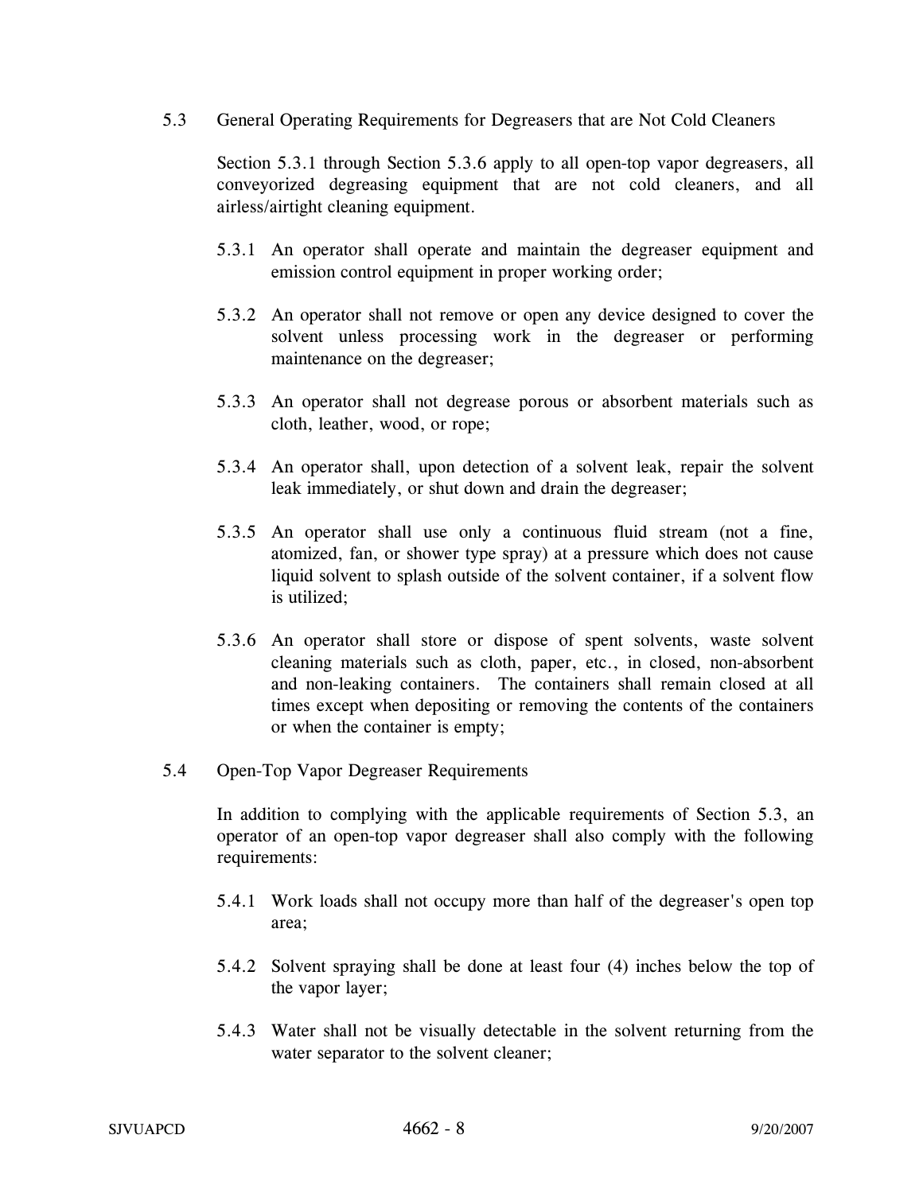## 5.3 General Operating Requirements for Degreasers that are Not Cold Cleaners

Section 5.3.1 through Section 5.3.6 apply to all open-top vapor degreasers, all conveyorized degreasing equipment that are not cold cleaners, and all airless/airtight cleaning equipment.

5.3.1 An operator shall operate and maintain the degreaser equipment and emission control equipment in proper working order;

5.3.2 An operator shall not remove or open any device designed to cover the solvent unless processing work in the degreaser or performing maintenance on the degreaser;

5.3.3 An operator shall not degrease porous or absorbent materials such as cloth, leather, wood, or rope;

5.3.4 An operator shall, upon detection of a solvent leak, repair the solvent leak immediately, or shut down and drain the degreaser;

5.3.5 An operator shall use only a continuous fluid stream (not a fine, atomized, fan, or shower type spray) at a pressure which does not cause liquid solvent to splash outside of the solvent container, if a solvent flow is utilized;

5.3.6 An operator shall store or dispose of spent solvents, waste solvent cleaning materials such as cloth, paper, etc., in closed, non-absorbent and non-leaking containers. The containers shall remain closed at all times except when depositing or removing the contents of the containers or when the container is empty;

## 5.4 Open-Top Vapor Degreaser Requirements

In addition to complying with the applicable requirements of Section 5.3, an operator of an open-top vapor degreaser shall also comply with the following requirements:

5.4.1 Work loads shall not occupy more than half of the degreaser's open top area;

5.4.2 Solvent spraying shall be done at least four (4) inches below the top of the vapor layer;

5.4.3 Water shall not be visually detectable in the solvent returning from the water separator to the solvent cleaner;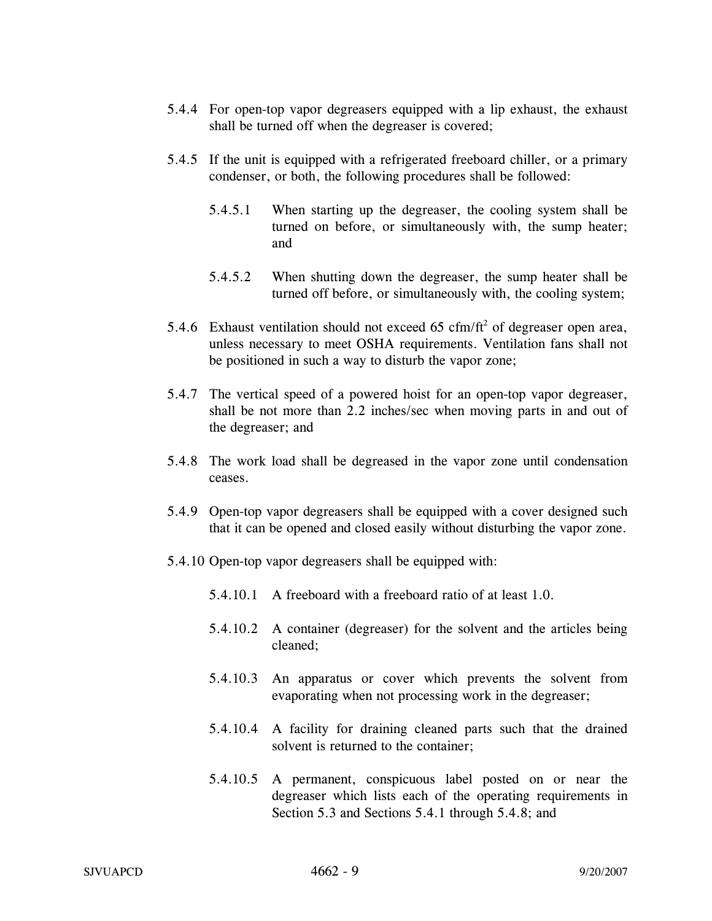5.4.4 For open-top vapor degreasers equipped with a lip exhaust, the exhaust shall be turned off when the degreaser is covered;

5.4.5 If the unit is equipped with a refrigerated freeboard chiller, or a primary condenser, or both, the following procedures shall be followed:

 5.4.5.1 When starting up the degreaser, the cooling system shall be turned on before, or simultaneously with, the sump heater; and

 5.4.5.2 When shutting down the degreaser, the sump heater shall be turned off before, or simultaneously with, the cooling system;

5.4.6 Exhaust ventilation should not exceed 65 cfm/ft$^2$ of degreaser open area, unless necessary to meet OSHA requirements. Ventilation fans shall not be positioned in such a way to disturb the vapor zone;

5.4.7 The vertical speed of a powered hoist for an open-top vapor degreaser, shall be not more than 2.2 inches/sec when moving parts in and out of the degreaser; and

5.4.8 The work load shall be degreased in the vapor zone until condensation ceases.

5.4.9 Open-top vapor degreasers shall be equipped with a cover designed such that it can be opened and closed easily without disturbing the vapor zone.

5.4.10 Open-top vapor degreasers shall be equipped with:

 5.4.10.1 A freeboard with a freeboard ratio of at least 1.0.

 5.4.10.2 A container (degreaser) for the solvent and the articles being cleaned;

 5.4.10.3 An apparatus or cover which prevents the solvent from evaporating when not processing work in the degreaser;

 5.4.10.4 A facility for draining cleaned parts such that the drained solvent is returned to the container;

 5.4.10.5 A permanent, conspicuous label posted on or near the degreaser which lists each of the operating requirements in Section 5.3 and Sections 5.4.1 through 5.4.8; and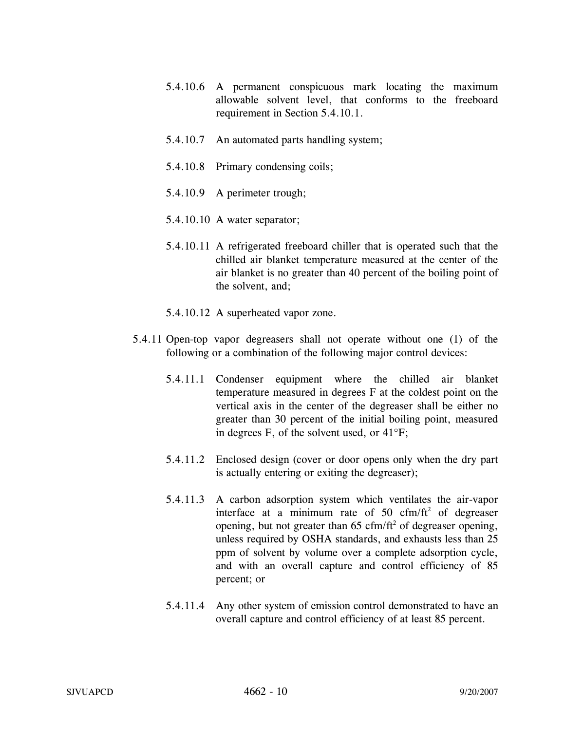5.4.10.6 A permanent conspicuous mark locating the maximum allowable solvent level, that conforms to the freeboard requirement in Section 5.4.10.1.

5.4.10.7 An automated parts handling system;

5.4.10.8 Primary condensing coils;

5.4.10.9 A perimeter trough;

5.4.10.10 A water separator;

5.4.10.11 A refrigerated freeboard chiller that is operated such that the chilled air blanket temperature measured at the center of the air blanket is no greater than 40 percent of the boiling point of the solvent, and;

5.4.10.12 A superheated vapor zone.

5.4.11 Open-top vapor degreasers shall not operate without one (1) of the following or a combination of the following major control devices:

5.4.11.1 Condenser equipment where the chilled air blanket temperature measured in degrees F at the coldest point on the vertical axis in the center of the degreaser shall be either no greater than 30 percent of the initial boiling point, measured in degrees F, of the solvent used, or 41°F;

5.4.11.2 Enclosed design (cover or door opens only when the dry part is actually entering or exiting the degreaser);

5.4.11.3 A carbon adsorption system which ventilates the air-vapor interface at a minimum rate of 50 $cfm/ft^2$ of degreaser opening, but not greater than 65 $cfm/ft^2$ of degreaser opening, unless required by OSHA standards, and exhausts less than 25 ppm of solvent by volume over a complete adsorption cycle, and with an overall capture and control efficiency of 85 percent; or

5.4.11.4 Any other system of emission control demonstrated to have an overall capture and control efficiency of at least 85 percent.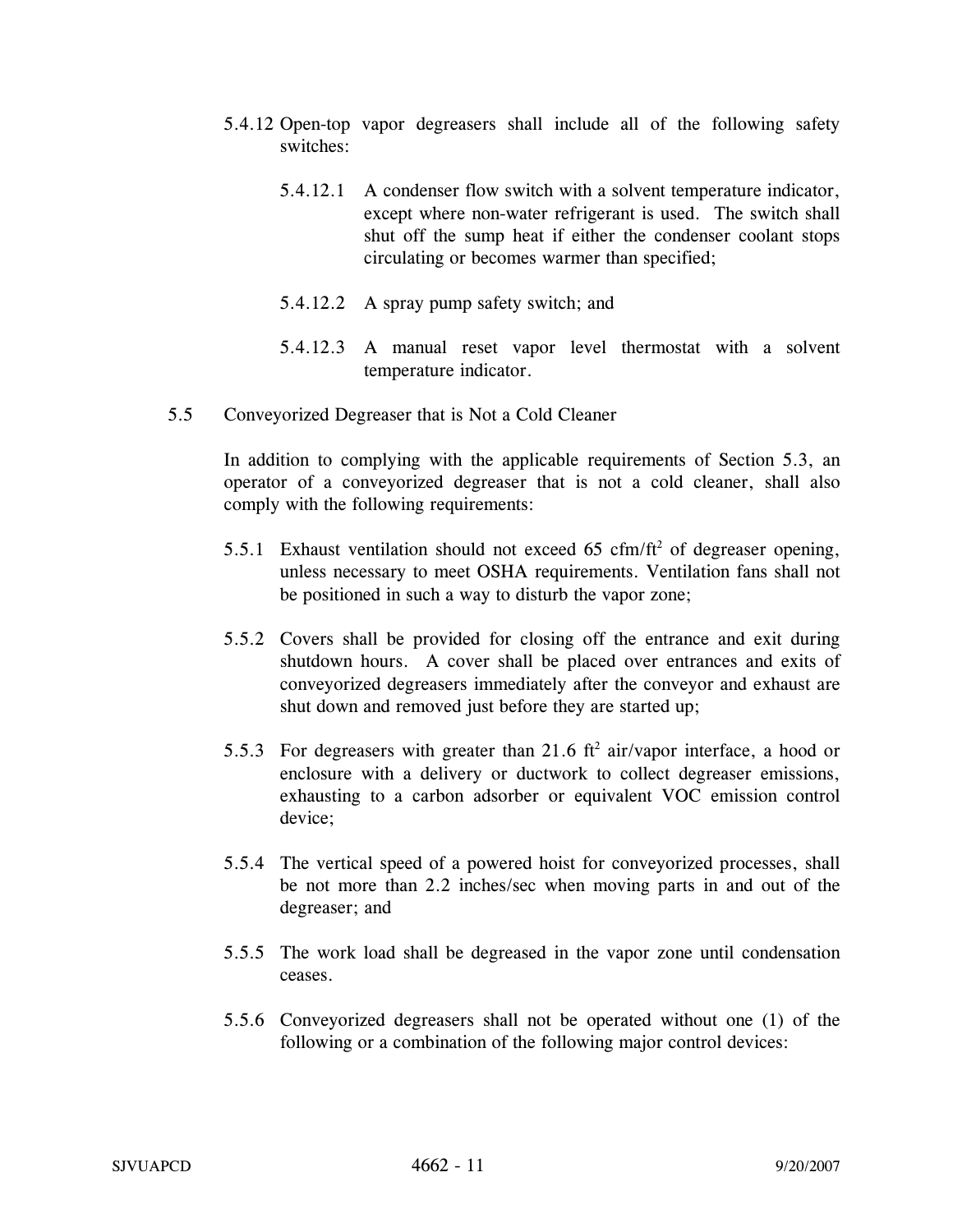5.4.12 Open-top vapor degreasers shall include all of the following safety switches:

5.4.12.1 A condenser flow switch with a solvent temperature indicator, except where non-water refrigerant is used. The switch shall shut off the sump heat if either the condenser coolant stops circulating or becomes warmer than specified;

5.4.12.2 A spray pump safety switch; and

5.4.12.3 A manual reset vapor level thermostat with a solvent temperature indicator.

5.5 Conveyorized Degreaser that is Not a Cold Cleaner

In addition to complying with the applicable requirements of Section 5.3, an operator of a conveyorized degreaser that is not a cold cleaner, shall also comply with the following requirements:

5.5.1 Exhaust ventilation should not exceed 65 cfm/ft$^2$ of degreaser opening, unless necessary to meet OSHA requirements. Ventilation fans shall not be positioned in such a way to disturb the vapor zone;

5.5.2 Covers shall be provided for closing off the entrance and exit during shutdown hours. A cover shall be placed over entrances and exits of conveyorized degreasers immediately after the conveyor and exhaust are shut down and removed just before they are started up;

5.5.3 For degreasers with greater than 21.6 ft$^2$ air/vapor interface, a hood or enclosure with a delivery or ductwork to collect degreaser emissions, exhausting to a carbon adsorber or equivalent VOC emission control device;

5.5.4 The vertical speed of a powered hoist for conveyorized processes, shall be not more than 2.2 inches/sec when moving parts in and out of the degreaser; and

5.5.5 The work load shall be degreased in the vapor zone until condensation ceases.

5.5.6 Conveyorized degreasers shall not be operated without one (1) of the following or a combination of the following major control devices: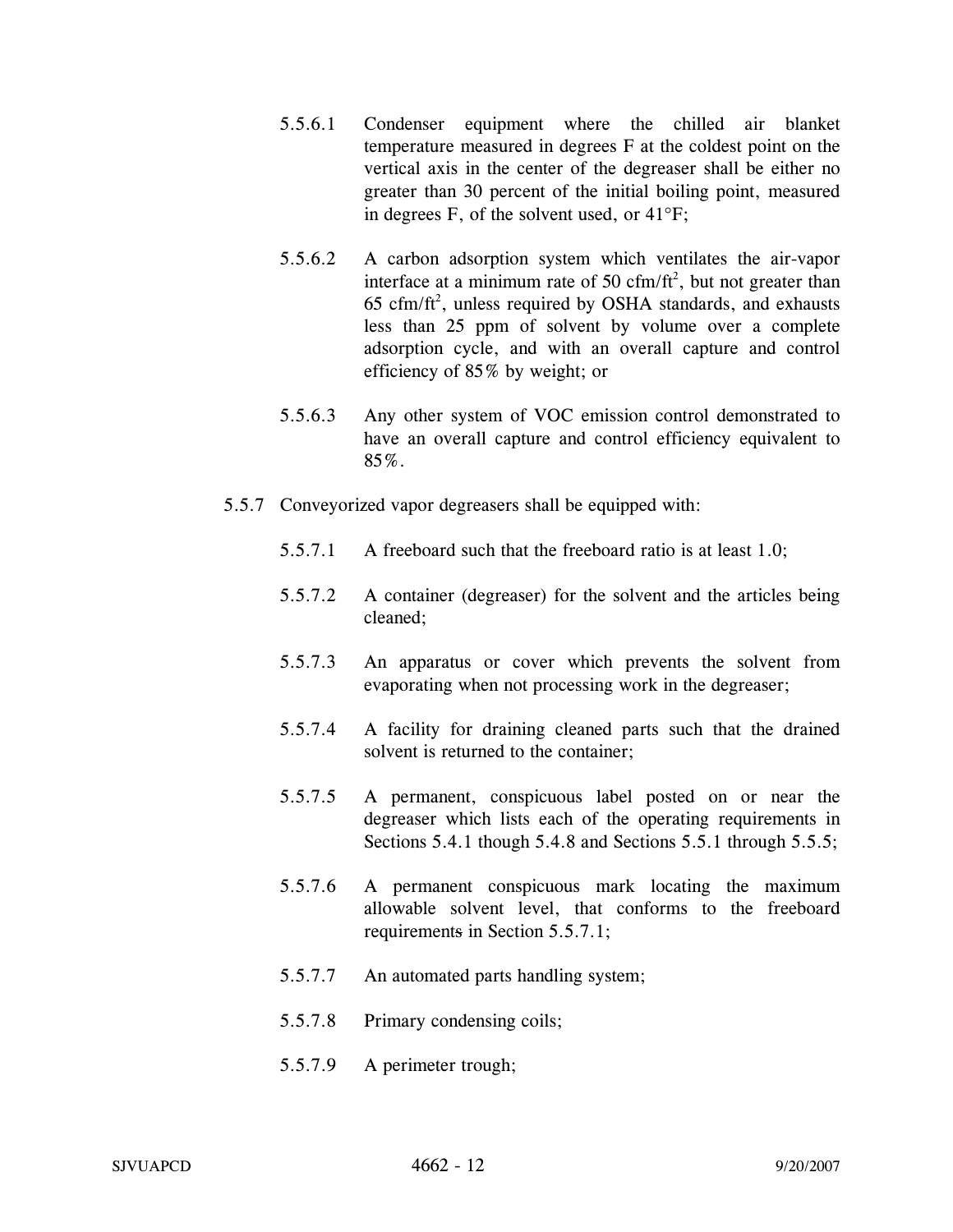5.5.6.1 Condenser equipment where the chilled air blanket temperature measured in degrees F at the coldest point on the vertical axis in the center of the degreaser shall be either no greater than 30 percent of the initial boiling point, measured in degrees F, of the solvent used, or 41°F;

5.5.6.2 A carbon adsorption system which ventilates the air-vapor interface at a minimum rate of 50 cfm/ft$^2$, but not greater than 65 cfm/ft$^2$, unless required by OSHA standards, and exhausts less than 25 ppm of solvent by volume over a complete adsorption cycle, and with an overall capture and control efficiency of 85% by weight; or

5.5.6.3 Any other system of VOC emission control demonstrated to have an overall capture and control efficiency equivalent to 85%.

5.5.7 Conveyorized vapor degreasers shall be equipped with:

5.5.7.1 A freeboard such that the freeboard ratio is at least 1.0;

5.5.7.2 A container (degreaser) for the solvent and the articles being cleaned;

5.5.7.3 An apparatus or cover which prevents the solvent from evaporating when not processing work in the degreaser;

5.5.7.4 A facility for draining cleaned parts such that the drained solvent is returned to the container;

5.5.7.5 A permanent, conspicuous label posted on or near the degreaser which lists each of the operating requirements in Sections 5.4.1 though 5.4.8 and Sections 5.5.1 through 5.5.5;

5.5.7.6 A permanent conspicuous mark locating the maximum allowable solvent level, that conforms to the freeboard requirements in Section 5.5.7.1;

5.5.7.7 An automated parts handling system;

5.5.7.8 Primary condensing coils;

5.5.7.9 A perimeter trough;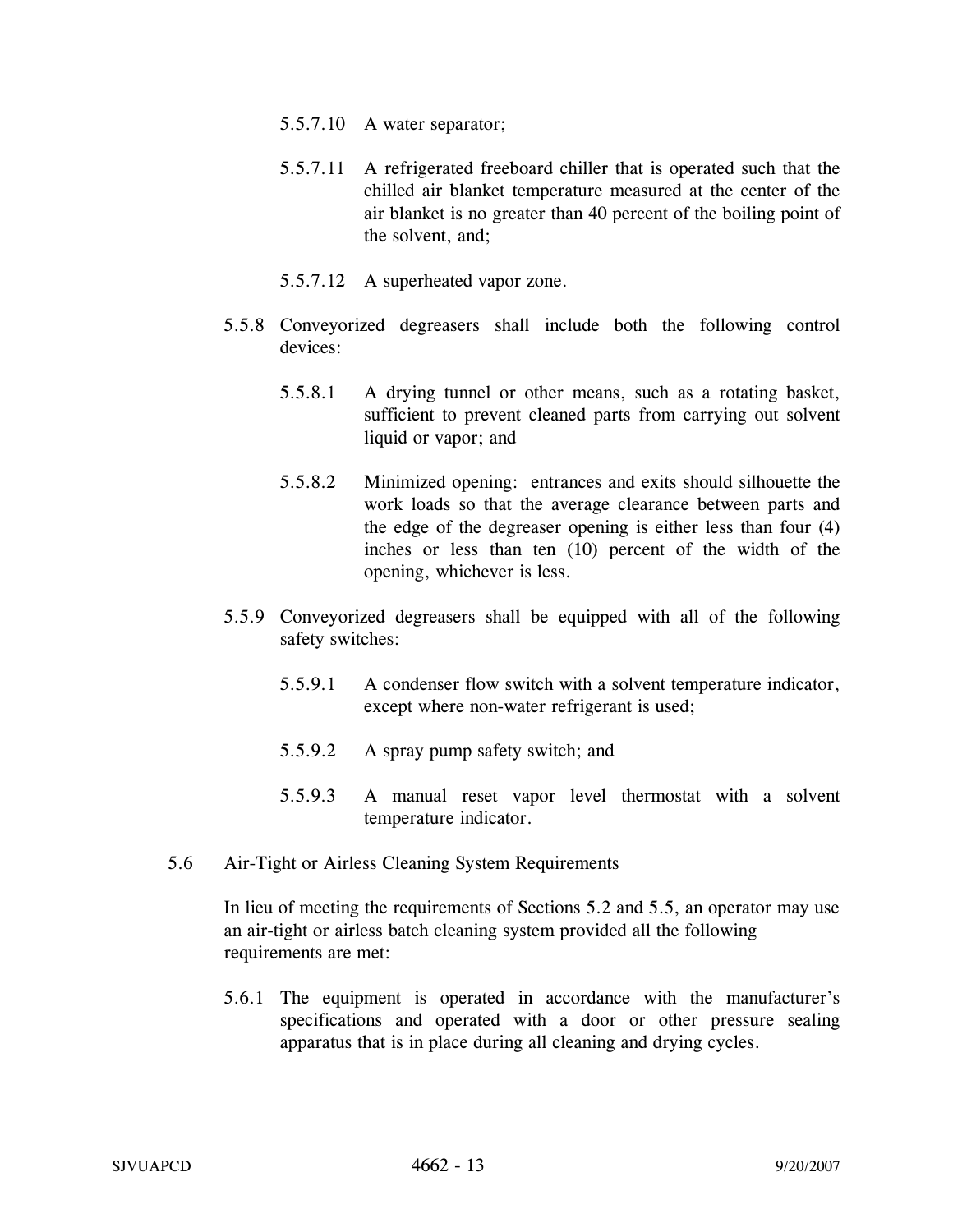5.5.7.10 A water separator;

5.5.7.11 A refrigerated freeboard chiller that is operated such that the chilled air blanket temperature measured at the center of the air blanket is no greater than 40 percent of the boiling point of the solvent, and;

5.5.7.12 A superheated vapor zone.

5.5.8 Conveyorized degreasers shall include both the following control devices:

5.5.8.1 A drying tunnel or other means, such as a rotating basket, sufficient to prevent cleaned parts from carrying out solvent liquid or vapor; and

5.5.8.2 Minimized opening: entrances and exits should silhouette the work loads so that the average clearance between parts and the edge of the degreaser opening is either less than four (4) inches or less than ten (10) percent of the width of the opening, whichever is less.

5.5.9 Conveyorized degreasers shall be equipped with all of the following safety switches:

5.5.9.1 A condenser flow switch with a solvent temperature indicator, except where non-water refrigerant is used;

5.5.9.2 A spray pump safety switch; and

5.5.9.3 A manual reset vapor level thermostat with a solvent temperature indicator.

5.6 Air-Tight or Airless Cleaning System Requirements

In lieu of meeting the requirements of Sections 5.2 and 5.5, an operator may use an air-tight or airless batch cleaning system provided all the following requirements are met:

5.6.1 The equipment is operated in accordance with the manufacturer's specifications and operated with a door or other pressure sealing apparatus that is in place during all cleaning and drying cycles.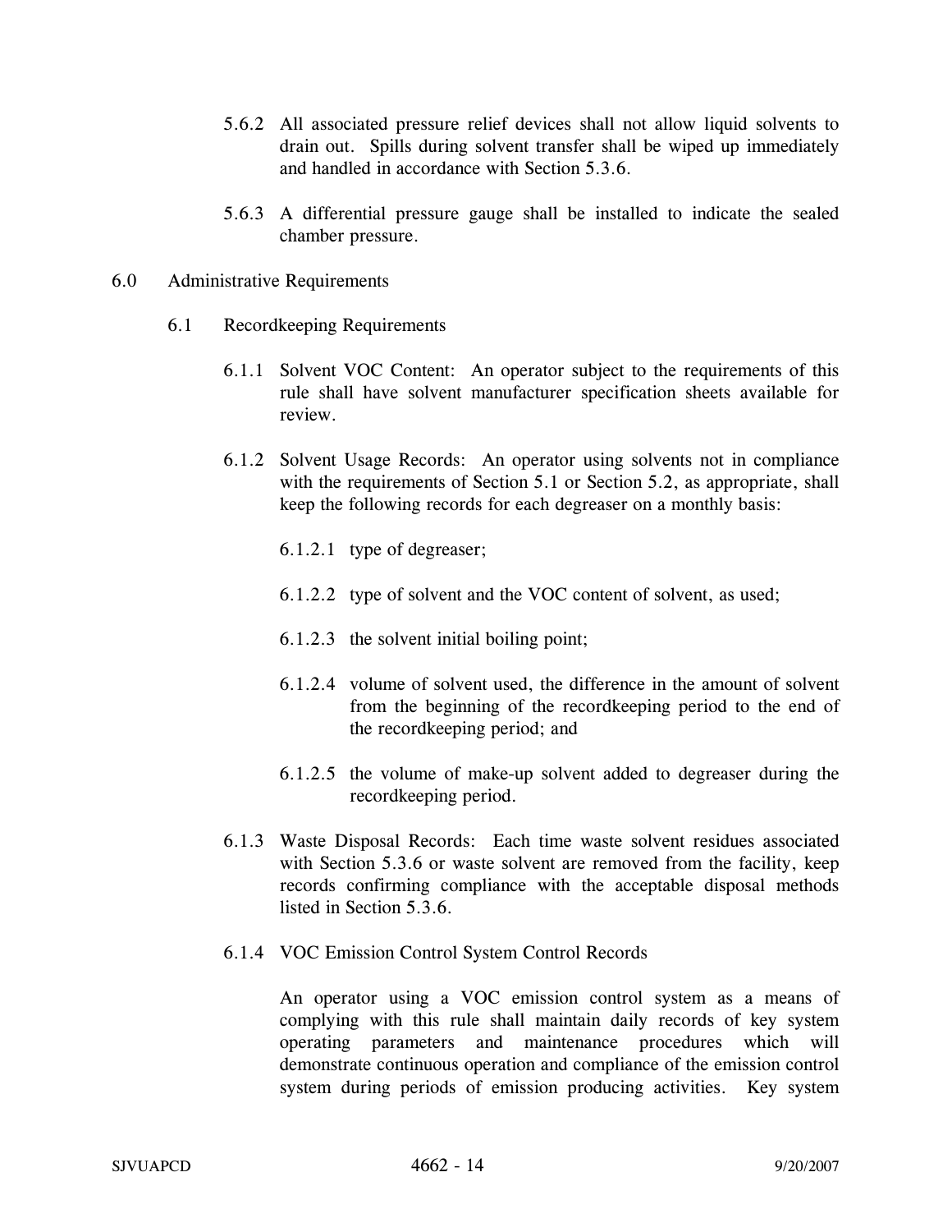5.6.2 All associated pressure relief devices shall not allow liquid solvents to drain out. Spills during solvent transfer shall be wiped up immediately and handled in accordance with Section 5.3.6.

5.6.3 A differential pressure gauge shall be installed to indicate the sealed chamber pressure.

## 6.0 Administrative Requirements

### 6.1 Recordkeeping Requirements

6.1.1 Solvent VOC Content: An operator subject to the requirements of this rule shall have solvent manufacturer specification sheets available for review.

6.1.2 Solvent Usage Records: An operator using solvents not in compliance with the requirements of Section 5.1 or Section 5.2, as appropriate, shall keep the following records for each degreaser on a monthly basis:

6.1.2.1 type of degreaser;

6.1.2.2 type of solvent and the VOC content of solvent, as used;

6.1.2.3 the solvent initial boiling point;

6.1.2.4 volume of solvent used, the difference in the amount of solvent from the beginning of the recordkeeping period to the end of the recordkeeping period; and

6.1.2.5 the volume of make-up solvent added to degreaser during the recordkeeping period.

6.1.3 Waste Disposal Records: Each time waste solvent residues associated with Section 5.3.6 or waste solvent are removed from the facility, keep records confirming compliance with the acceptable disposal methods listed in Section 5.3.6.

6.1.4 VOC Emission Control System Control Records

An operator using a VOC emission control system as a means of complying with this rule shall maintain daily records of key system operating parameters and maintenance procedures which will demonstrate continuous operation and compliance of the emission control system during periods of emission producing activities. Key system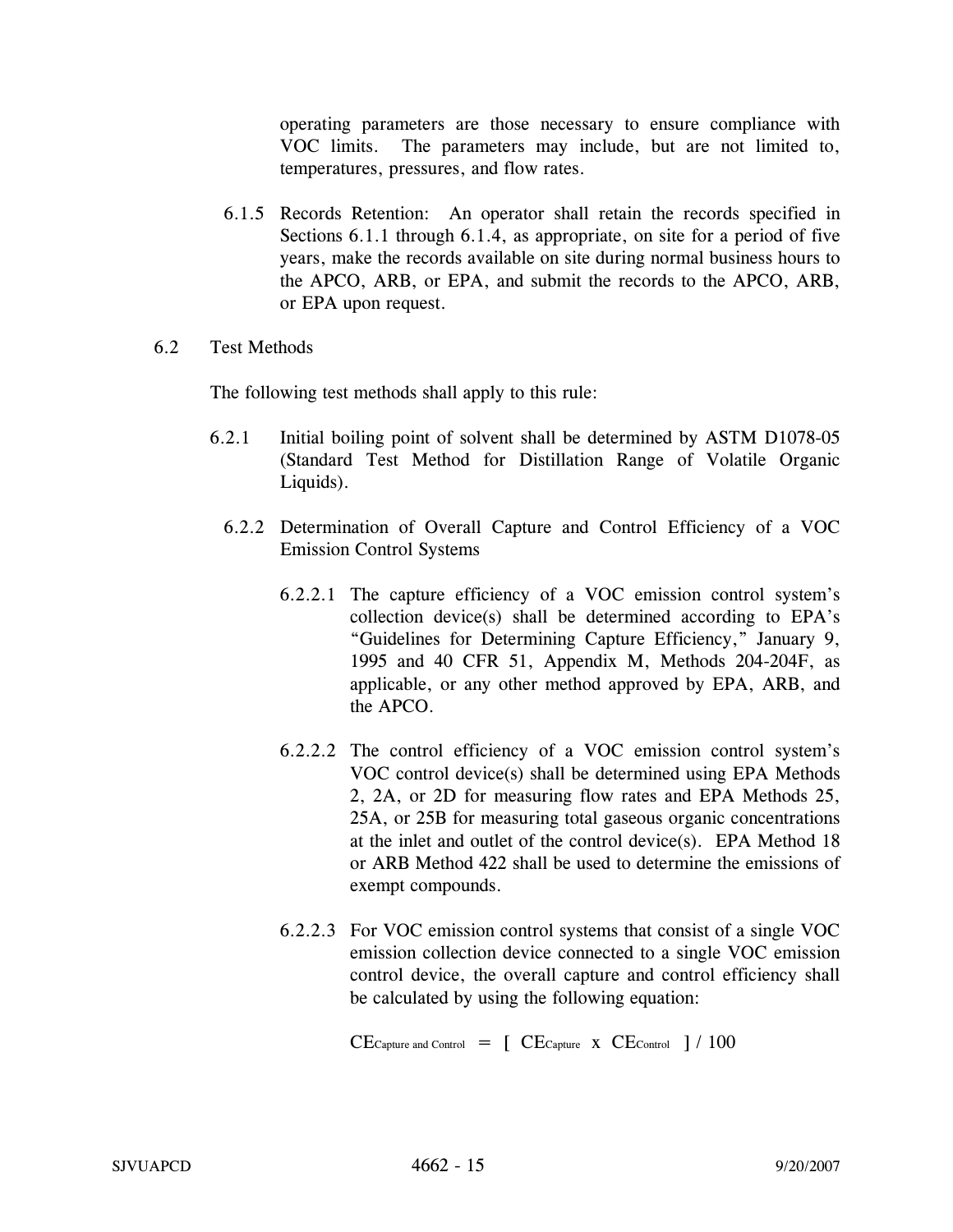operating parameters are those necessary to ensure compliance with VOC limits. The parameters may include, but are not limited to, temperatures, pressures, and flow rates.

6.1.5 Records Retention: An operator shall retain the records specified in Sections 6.1.1 through 6.1.4, as appropriate, on site for a period of five years, make the records available on site during normal business hours to the APCO, ARB, or EPA, and submit the records to the APCO, ARB, or EPA upon request.

6.2 Test Methods

The following test methods shall apply to this rule:

6.2.1 Initial boiling point of solvent shall be determined by ASTM D1078-05 (Standard Test Method for Distillation Range of Volatile Organic Liquids).

6.2.2 Determination of Overall Capture and Control Efficiency of a VOC Emission Control Systems

6.2.2.1 The capture efficiency of a VOC emission control system's collection device(s) shall be determined according to EPA's "Guidelines for Determining Capture Efficiency," January 9, 1995 and 40 CFR 51, Appendix M, Methods 204-204F, as applicable, or any other method approved by EPA, ARB, and the APCO.

6.2.2.2 The control efficiency of a VOC emission control system's VOC control device(s) shall be determined using EPA Methods 2, 2A, or 2D for measuring flow rates and EPA Methods 25, 25A, or 25B for measuring total gaseous organic concentrations at the inlet and outlet of the control device(s). EPA Method 18 or ARB Method 422 shall be used to determine the emissions of exempt compounds.

6.2.2.3 For VOC emission control systems that consist of a single VOC emission collection device connected to a single VOC emission control device, the overall capture and control efficiency shall be calculated by using the following equation:

$$CE_{\text{Capture and Control}} = [\ CE_{\text{Capture}} \times CE_{\text{Control}}\ ] / 100$$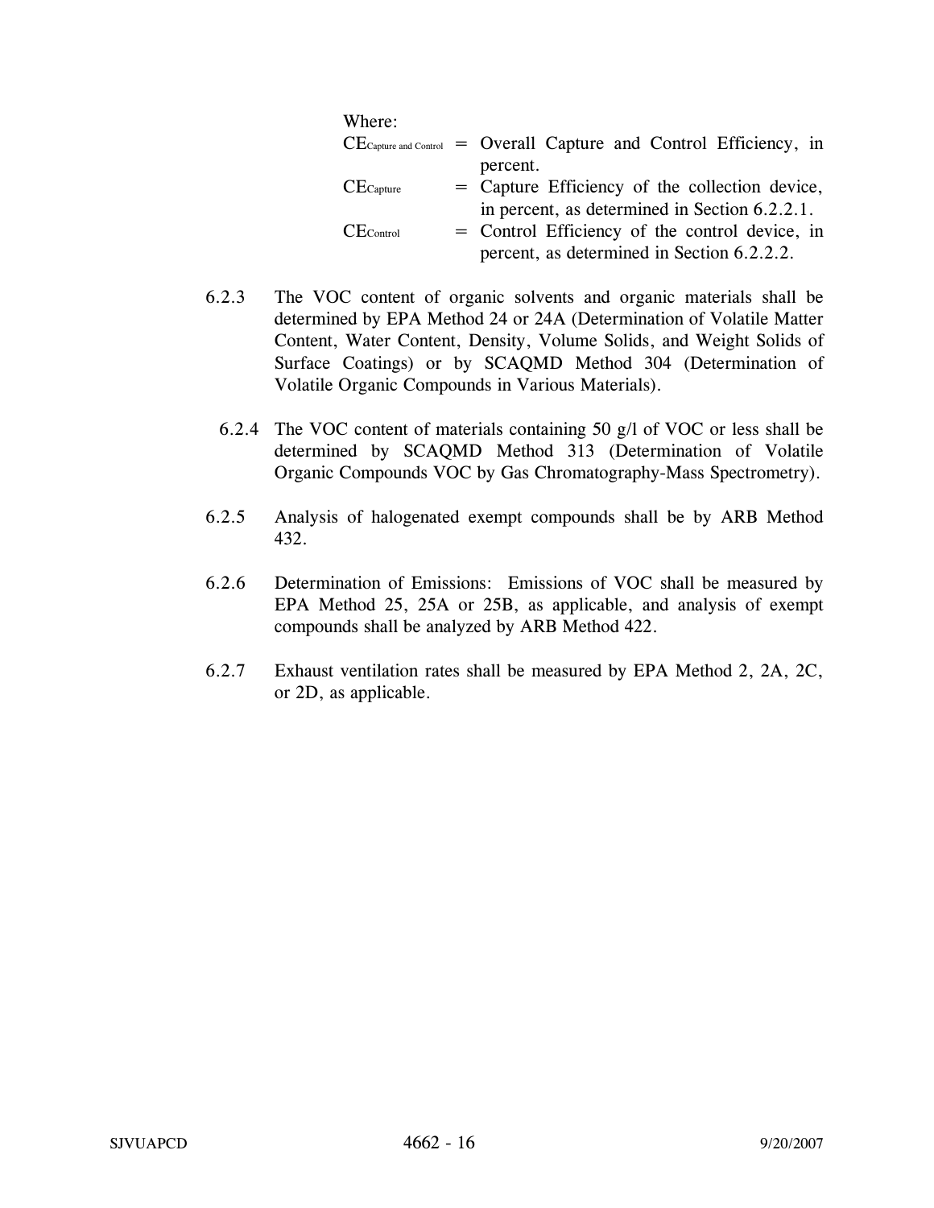Where:

$CE_{Capture\ and\ Control}$ = Overall Capture and Control Efficiency, in percent.

$CE_{Capture}$ = Capture Efficiency of the collection device, in percent, as determined in Section 6.2.2.1.

$CE_{Control}$ = Control Efficiency of the control device, in percent, as determined in Section 6.2.2.2.

6.2.3 The VOC content of organic solvents and organic materials shall be determined by EPA Method 24 or 24A (Determination of Volatile Matter Content, Water Content, Density, Volume Solids, and Weight Solids of Surface Coatings) or by SCAQMD Method 304 (Determination of Volatile Organic Compounds in Various Materials).

6.2.4 The VOC content of materials containing 50 g/l of VOC or less shall be determined by SCAQMD Method 313 (Determination of Volatile Organic Compounds VOC by Gas Chromatography-Mass Spectrometry).

6.2.5 Analysis of halogenated exempt compounds shall be by ARB Method 432.

6.2.6 Determination of Emissions: Emissions of VOC shall be measured by EPA Method 25, 25A or 25B, as applicable, and analysis of exempt compounds shall be analyzed by ARB Method 422.

6.2.7 Exhaust ventilation rates shall be measured by EPA Method 2, 2A, 2C, or 2D, as applicable.